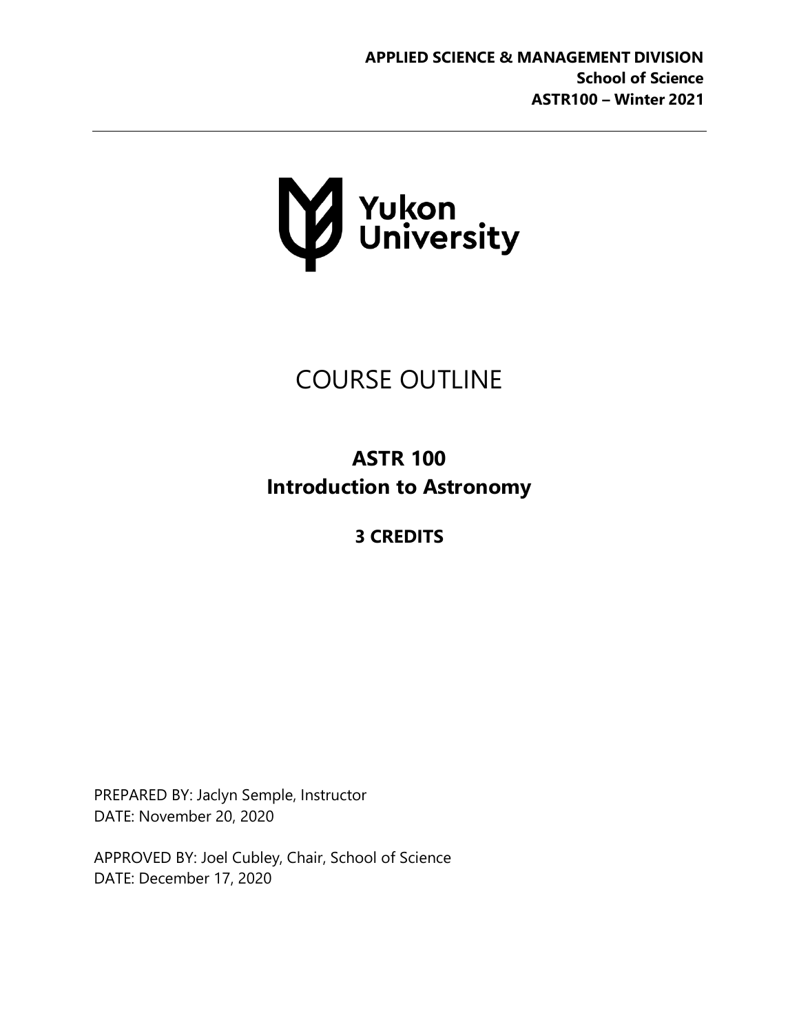**APPLIED SCIENCE & MANAGEMENT DIVISION**
**School of Science**
**ASTR100 – Winter 2021**

Yukon University

# COURSE OUTLINE

## ASTR 100
## Introduction to Astronomy

### 3 CREDITS

PREPARED BY: Jaclyn Semple, Instructor
DATE: November 20, 2020

APPROVED BY: Joel Cubley, Chair, School of Science
DATE: December 17, 2020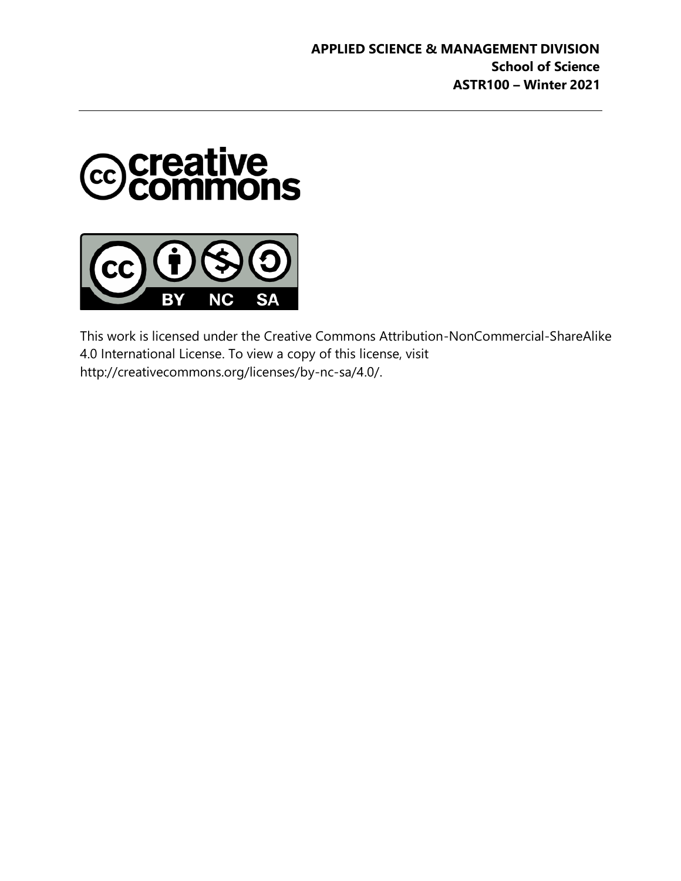This work is licensed under the Creative Commons Attribution-NonCommercial-ShareAlike 4.0 International License. To view a copy of this license, visit http://creativecommons.org/licenses/by-nc-sa/4.0/.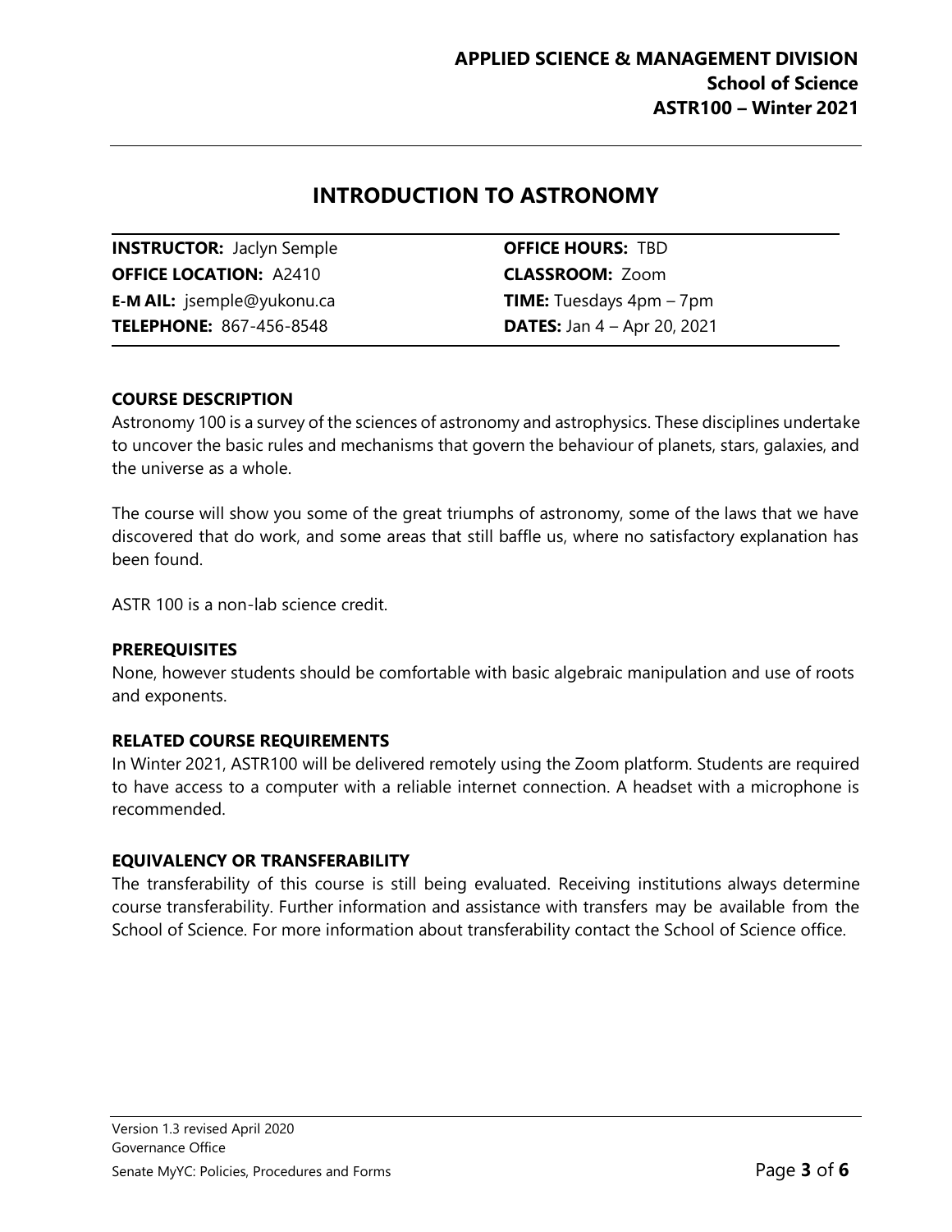**APPLIED SCIENCE & MANAGEMENT DIVISION**
**School of Science**
**ASTR100 – Winter 2021**

# INTRODUCTION TO ASTRONOMY

| | |
|---|---|
| **INSTRUCTOR:** Jaclyn Semple | **OFFICE HOURS:** TBD |
| **OFFICE LOCATION:** A2410 | **CLASSROOM:** Zoom |
| **E-MAIL:** jsemple@yukonu.ca | **TIME:** Tuesdays 4pm – 7pm |
| **TELEPHONE:** 867-456-8548 | **DATES:** Jan 4 – Apr 20, 2021 |

### COURSE DESCRIPTION

Astronomy 100 is a survey of the sciences of astronomy and astrophysics. These disciplines undertake to uncover the basic rules and mechanisms that govern the behaviour of planets, stars, galaxies, and the universe as a whole.

The course will show you some of the great triumphs of astronomy, some of the laws that we have discovered that do work, and some areas that still baffle us, where no satisfactory explanation has been found.

ASTR 100 is a non-lab science credit.

### PREREQUISITES

None, however students should be comfortable with basic algebraic manipulation and use of roots and exponents.

### RELATED COURSE REQUIREMENTS

In Winter 2021, ASTR100 will be delivered remotely using the Zoom platform. Students are required to have access to a computer with a reliable internet connection. A headset with a microphone is recommended.

### EQUIVALENCY OR TRANSFERABILITY

The transferability of this course is still being evaluated. Receiving institutions always determine course transferability. Further information and assistance with transfers may be available from the School of Science. For more information about transferability contact the School of Science office.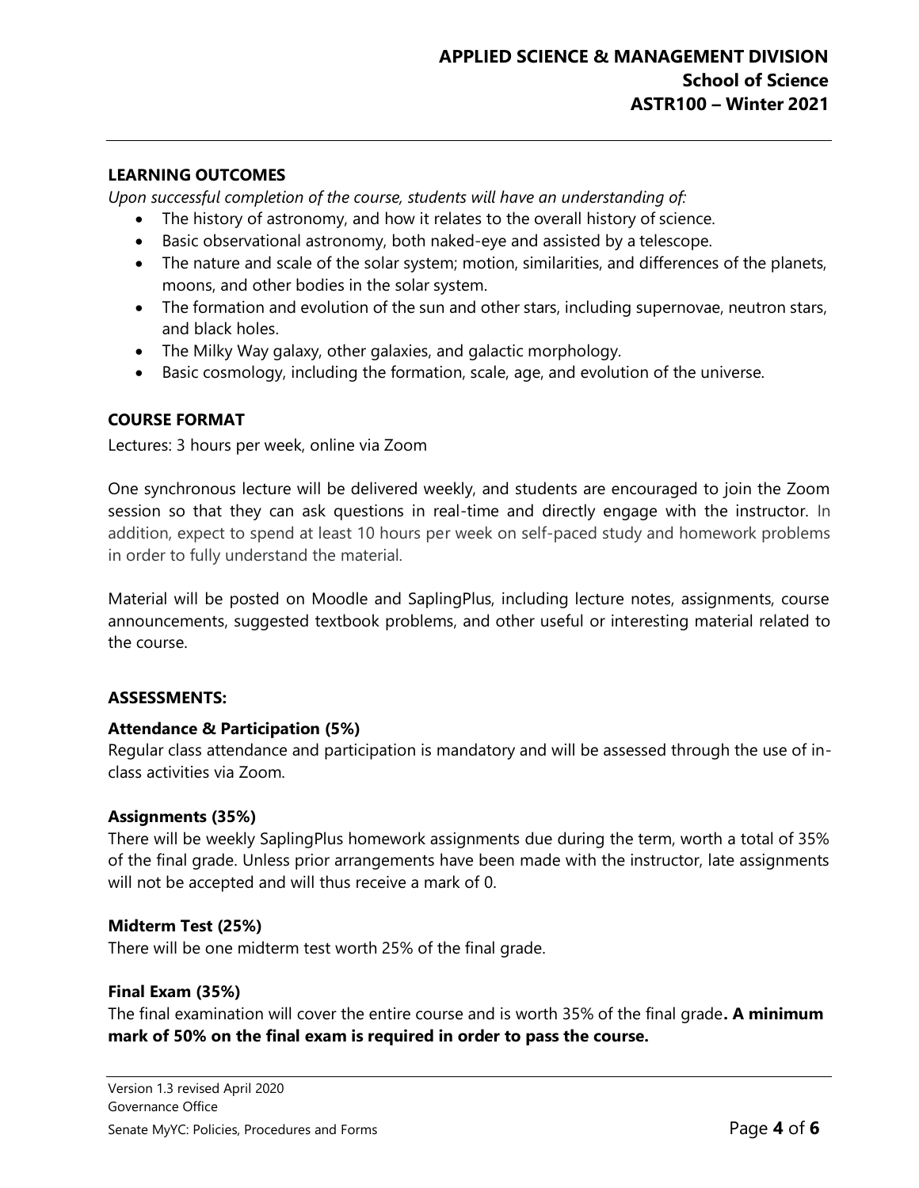## LEARNING OUTCOMES

*Upon successful completion of the course, students will have an understanding of:*

- The history of astronomy, and how it relates to the overall history of science.
- Basic observational astronomy, both naked-eye and assisted by a telescope.
- The nature and scale of the solar system; motion, similarities, and differences of the planets, moons, and other bodies in the solar system.
- The formation and evolution of the sun and other stars, including supernovae, neutron stars, and black holes.
- The Milky Way galaxy, other galaxies, and galactic morphology.
- Basic cosmology, including the formation, scale, age, and evolution of the universe.

## COURSE FORMAT

Lectures: 3 hours per week, online via Zoom

One synchronous lecture will be delivered weekly, and students are encouraged to join the Zoom session so that they can ask questions in real-time and directly engage with the instructor. In addition, expect to spend at least 10 hours per week on self-paced study and homework problems in order to fully understand the material.

Material will be posted on Moodle and SaplingPlus, including lecture notes, assignments, course announcements, suggested textbook problems, and other useful or interesting material related to the course.

## ASSESSMENTS:

### Attendance & Participation (5%)

Regular class attendance and participation is mandatory and will be assessed through the use of in-class activities via Zoom.

### Assignments (35%)

There will be weekly SaplingPlus homework assignments due during the term, worth a total of 35% of the final grade. Unless prior arrangements have been made with the instructor, late assignments will not be accepted and will thus receive a mark of 0.

### Midterm Test (25%)

There will be one midterm test worth 25% of the final grade.

### Final Exam (35%)

The final examination will cover the entire course and is worth 35% of the final grade**. A minimum mark of 50% on the final exam is required in order to pass the course.**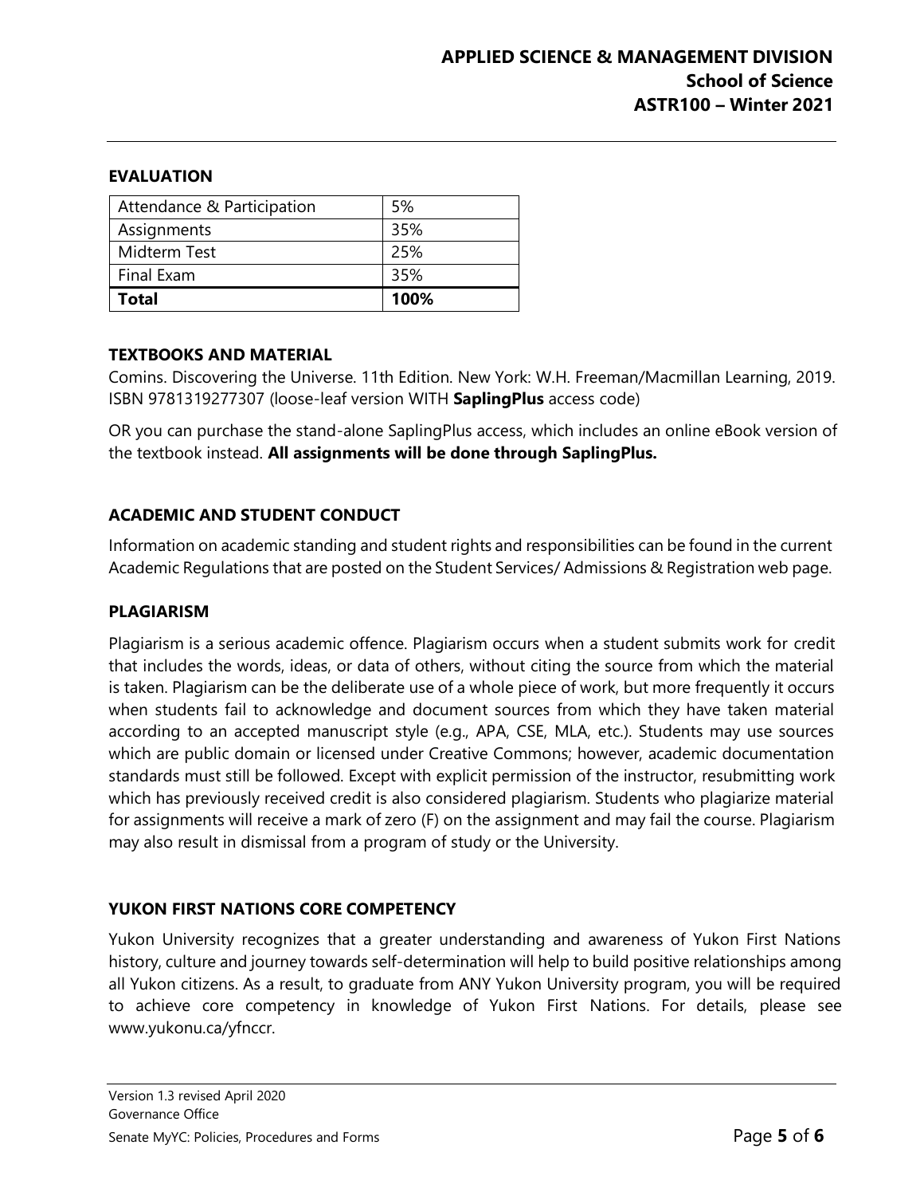## EVALUATION

| Attendance & Participation | 5% |
|---|---|
| Assignments | 35% |
| Midterm Test | 25% |
| Final Exam | 35% |
| **Total** | **100%** |

## TEXTBOOKS AND MATERIAL

Comins. Discovering the Universe. 11th Edition. New York: W.H. Freeman/Macmillan Learning, 2019. ISBN 9781319277307 (loose-leaf version WITH **SaplingPlus** access code)

OR you can purchase the stand-alone SaplingPlus access, which includes an online eBook version of the textbook instead. **All assignments will be done through SaplingPlus.**

## ACADEMIC AND STUDENT CONDUCT

Information on academic standing and student rights and responsibilities can be found in the current Academic Regulations that are posted on the Student Services/ Admissions & Registration web page.

## PLAGIARISM

Plagiarism is a serious academic offence. Plagiarism occurs when a student submits work for credit that includes the words, ideas, or data of others, without citing the source from which the material is taken. Plagiarism can be the deliberate use of a whole piece of work, but more frequently it occurs when students fail to acknowledge and document sources from which they have taken material according to an accepted manuscript style (e.g., APA, CSE, MLA, etc.). Students may use sources which are public domain or licensed under Creative Commons; however, academic documentation standards must still be followed. Except with explicit permission of the instructor, resubmitting work which has previously received credit is also considered plagiarism. Students who plagiarize material for assignments will receive a mark of zero (F) on the assignment and may fail the course. Plagiarism may also result in dismissal from a program of study or the University.

## YUKON FIRST NATIONS CORE COMPETENCY

Yukon University recognizes that a greater understanding and awareness of Yukon First Nations history, culture and journey towards self-determination will help to build positive relationships among all Yukon citizens. As a result, to graduate from ANY Yukon University program, you will be required to achieve core competency in knowledge of Yukon First Nations. For details, please see www.yukonu.ca/yfnccr.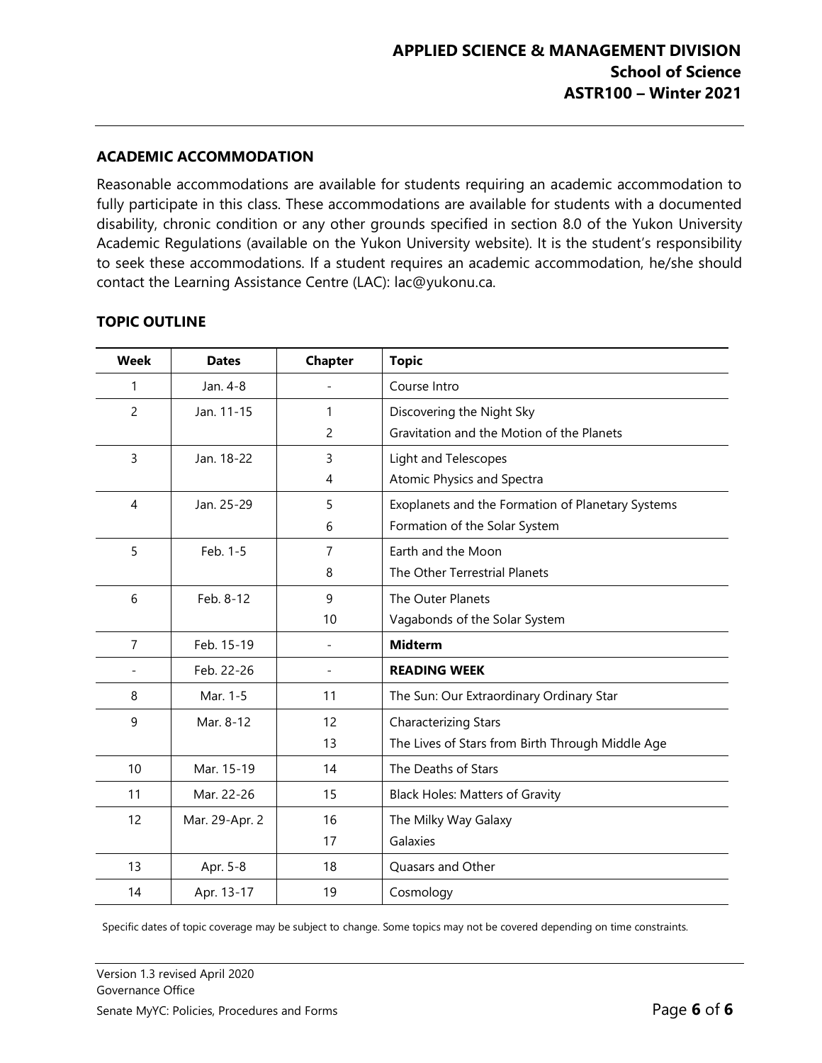## ACADEMIC ACCOMMODATION

Reasonable accommodations are available for students requiring an academic accommodation to fully participate in this class. These accommodations are available for students with a documented disability, chronic condition or any other grounds specified in section 8.0 of the Yukon University Academic Regulations (available on the Yukon University website). It is the student's responsibility to seek these accommodations. If a student requires an academic accommodation, he/she should contact the Learning Assistance Centre (LAC): lac@yukonu.ca.

## TOPIC OUTLINE

| Week | Dates | Chapter | Topic |
|---|---|---|---|
| 1 | Jan. 4-8 | - | Course Intro |
| 2 | Jan. 11-15 | 1<br>2 | Discovering the Night Sky<br>Gravitation and the Motion of the Planets |
| 3 | Jan. 18-22 | 3<br>4 | Light and Telescopes<br>Atomic Physics and Spectra |
| 4 | Jan. 25-29 | 5<br>6 | Exoplanets and the Formation of Planetary Systems<br>Formation of the Solar System |
| 5 | Feb. 1-5 | 7<br>8 | Earth and the Moon<br>The Other Terrestrial Planets |
| 6 | Feb. 8-12 | 9<br>10 | The Outer Planets<br>Vagabonds of the Solar System |
| 7 | Feb. 15-19 | - | **Midterm** |
| - | Feb. 22-26 | - | **READING WEEK** |
| 8 | Mar. 1-5 | 11 | The Sun: Our Extraordinary Ordinary Star |
| 9 | Mar. 8-12 | 12<br>13 | Characterizing Stars<br>The Lives of Stars from Birth Through Middle Age |
| 10 | Mar. 15-19 | 14 | The Deaths of Stars |
| 11 | Mar. 22-26 | 15 | Black Holes: Matters of Gravity |
| 12 | Mar. 29-Apr. 2 | 16<br>17 | The Milky Way Galaxy<br>Galaxies |
| 13 | Apr. 5-8 | 18 | Quasars and Other |
| 14 | Apr. 13-17 | 19 | Cosmology |

Specific dates of topic coverage may be subject to change. Some topics may not be covered depending on time constraints.